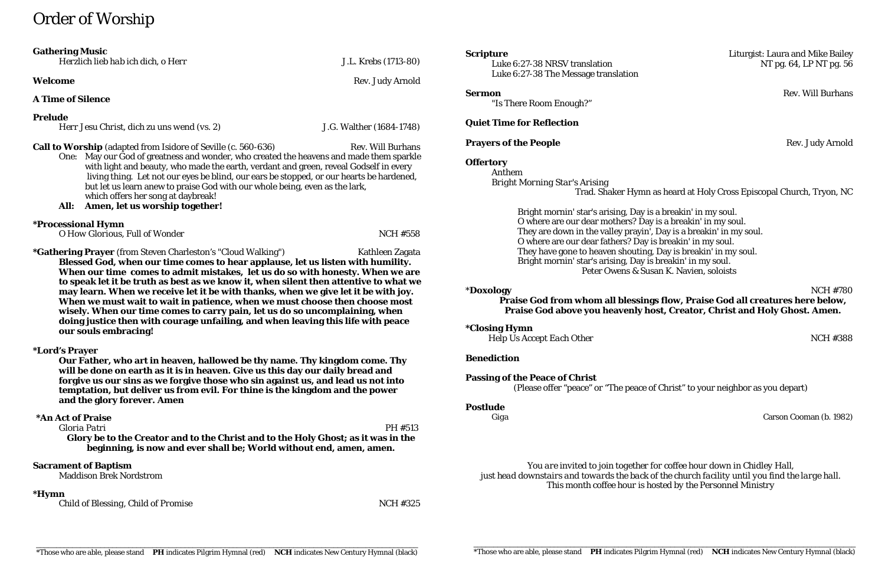# Order of Worship

**Gathering Music**
*Herzlich lieb hab ich dich, o Herr* — J.L. Krebs (1713-80)

**Welcome** — Rev. Judy Arnold

**A Time of Silence**

**Prelude**
*Herr Jesu Christ, dich zu uns wend (vs. 2)* — J.G. Walther (1684-1748)

**Call to Worship** (adapted from Isidore of Seville (c. 560-636) — Rev. Will Burhans

One: May our God of greatness and wonder, who created the heavens and made them sparkle with light and beauty, who made the earth, verdant and green, reveal Godself in every living thing. Let not our eyes be blind, our ears be stopped, or our hearts be hardened, but let us learn anew to praise God with our whole being, even as the lark, which offers her song at daybreak!

**All: Amen, let us worship together!**

**\*Processional Hymn**
*O How Glorious, Full of Wonder* — NCH #558

**\*Gathering Prayer** (from Steven Charleston's "Cloud Walking") — Kathleen Zagata

**Blessed God, when our time comes to hear applause, let us listen with humility. When our time comes to admit mistakes, let us do so with honesty. When we are to speak let it be truth as best as we know it, when silent then attentive to what we may learn. When we receive let it be with thanks, when we give let it be with joy. When we must wait to wait in patience, when we must choose then choose most wisely. When our time comes to carry pain, let us do so uncomplaining, when doing justice then with courage unfailing, and when leaving this life with peace our souls embracing!**

**\*Lord's Prayer**

**Our Father, who art in heaven, hallowed be thy name. Thy kingdom come. Thy will be done on earth as it is in heaven. Give us this day our daily bread and forgive us our sins as we forgive those who sin against us, and lead us not into temptation, but deliver us from evil. For thine is the kingdom and the power and the glory forever. Amen**

**\*An Act of Praise**
*Gloria Patri* — PH #513

**Glory be to the Creator and to the Christ and to the Holy Ghost; as it was in the beginning, is now and ever shall be; World without end, amen, amen.**

**Sacrament of Baptism**
Maddison Brek Nordstrom

**\*Hymn**
*Child of Blessing, Child of Promise* — NCH #325

**Scripture** — Liturgist: Laura and Mike Bailey
Luke 6:27-38 NRSV translation — NT pg. 64, LP NT pg. 56
Luke 6:27-38 The Message translation

**Sermon** — Rev. Will Burhans
"Is There Room Enough?"

**Quiet Time for Reflection**

**Prayers of the People** — Rev. Judy Arnold

**Offertory**
Anthem
*Bright Morning Star's Arising*
Trad. Shaker Hymn as heard at Holy Cross Episcopal Church, Tryon, NC

Bright mornin' star's arising, Day is a breakin' in my soul.
O where are our dear mothers? Day is a breakin' in my soul.
They are down in the valley prayin', Day is a breakin' in my soul.
O where are our dear fathers? Day is breakin' in my soul.
They have gone to heaven shouting, Day is breakin' in my soul.
Bright mornin' star's arising, Day is breakin' in my soul.

Peter Owens & Susan K. Navien, soloists

**\*Doxology** — NCH #780

**Praise God from whom all blessings flow, Praise God all creatures here below, Praise God above you heavenly host, Creator, Christ and Holy Ghost. Amen.**

**\*Closing Hymn**
*Help Us Accept Each Other* — NCH #388

**Benediction**

**Passing of the Peace of Christ**
(Please offer "peace" or "The peace of Christ" to your neighbor as you depart)

**Postlude**
*Giga* — Carson Cooman (b. 1982)

*You are invited to join together for coffee hour down in Chidley Hall, just head downstairs and towards the back of the church facility until you find the large hall. This month coffee hour is hosted by the Personnel Ministry*

\*Those who are able, please stand **PH** indicates Pilgrim Hymnal (red) **NCH** indicates New Century Hymnal (black)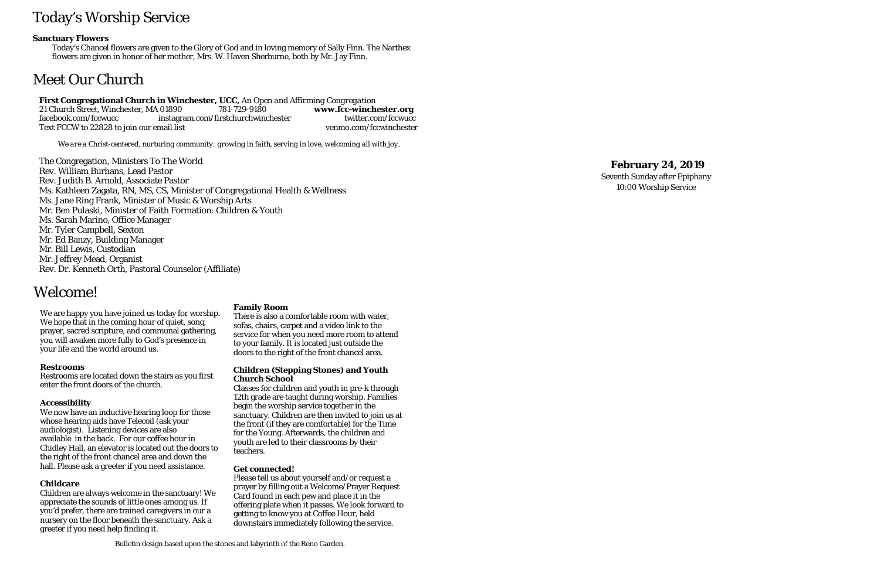# Today's Worship Service

**Sanctuary Flowers**

Today's Chancel flowers are given to the Glory of God and in loving memory of Sally Finn. The Narthex flowers are given in honor of her mother, Mrs. W. Haven Sherburne, both by Mr. Jay Finn.

# Meet Our Church

**First Congregational Church in Winchester, UCC,** *An Open and Affirming Congregation*
21 Church Street, Winchester, MA 01890 781-729-9180 **www.fcc-winchester.org**
facebook.com/fccwucc instagram.com/firstchurchwinchester twitter.com/fccwucc
Text FCCW to 22828 to join our email list venmo.com/fccwinchester

*We are a Christ-centered, nurturing community: growing in faith, serving in love, welcoming all with joy.*

The Congregation, Ministers To The World
Rev. William Burhans, Lead Pastor
Rev. Judith B. Arnold, Associate Pastor
Ms. Kathleen Zagata, RN, MS, CS, Minister of Congregational Health & Wellness
Ms. Jane Ring Frank, Minister of Music & Worship Arts
Mr. Ben Pulaski, Minister of Faith Formation: Children & Youth
Ms. Sarah Marino, Office Manager
Mr. Tyler Campbell, Sexton
Mr. Ed Banzy, Building Manager
Mr. Bill Lewis, Custodian
Mr. Jeffrey Mead, Organist
Rev. Dr. Kenneth Orth, Pastoral Counselor (Affiliate)

# Welcome!

We are happy you have joined us today for worship. We hope that in the coming hour of quiet, song, prayer, sacred scripture, and communal gathering, you will awaken more fully to God's presence in your life and the world around us.

**Restrooms**
Restrooms are located down the stairs as you first enter the front doors of the church.

**Accessibility**
We now have an inductive hearing loop for those whose hearing aids have Telecoil (ask your audiologist). Listening devices are also available in the back. For our coffee hour in Chidley Hall, an elevator is located out the doors to the right of the front chancel area and down the hall. Please ask a greeter if you need assistance.

**Childcare**
Children are always welcome in the sanctuary! We appreciate the sounds of little ones among us. If you'd prefer, there are trained caregivers in our a nursery on the floor beneath the sanctuary. Ask a greeter if you need help finding it.

**Family Room**
There is also a comfortable room with water, sofas, chairs, carpet and a video link to the service for when you need more room to attend to your family. It is located just outside the doors to the right of the front chancel area.

**Children (Stepping Stones) and Youth Church School**
Classes for children and youth in pre-k through 12th grade are taught during worship. Families begin the worship service together in the sanctuary. Children are then invited to join us at the front (if they are comfortable) for the Time for the Young. Afterwards, the children and youth are led to their classrooms by their teachers.

**Get connected!**
Please tell us about yourself and/or request a prayer by filling out a Welcome/Prayer Request Card found in each pew and place it in the offering plate when it passes. We look forward to getting to know you at Coffee Hour, held downstairs immediately following the service.

Bulletin design based upon the stones and labyrinth of the Reno Garden.

**February 24, 2019**
Seventh Sunday after Epiphany
10:00 Worship Service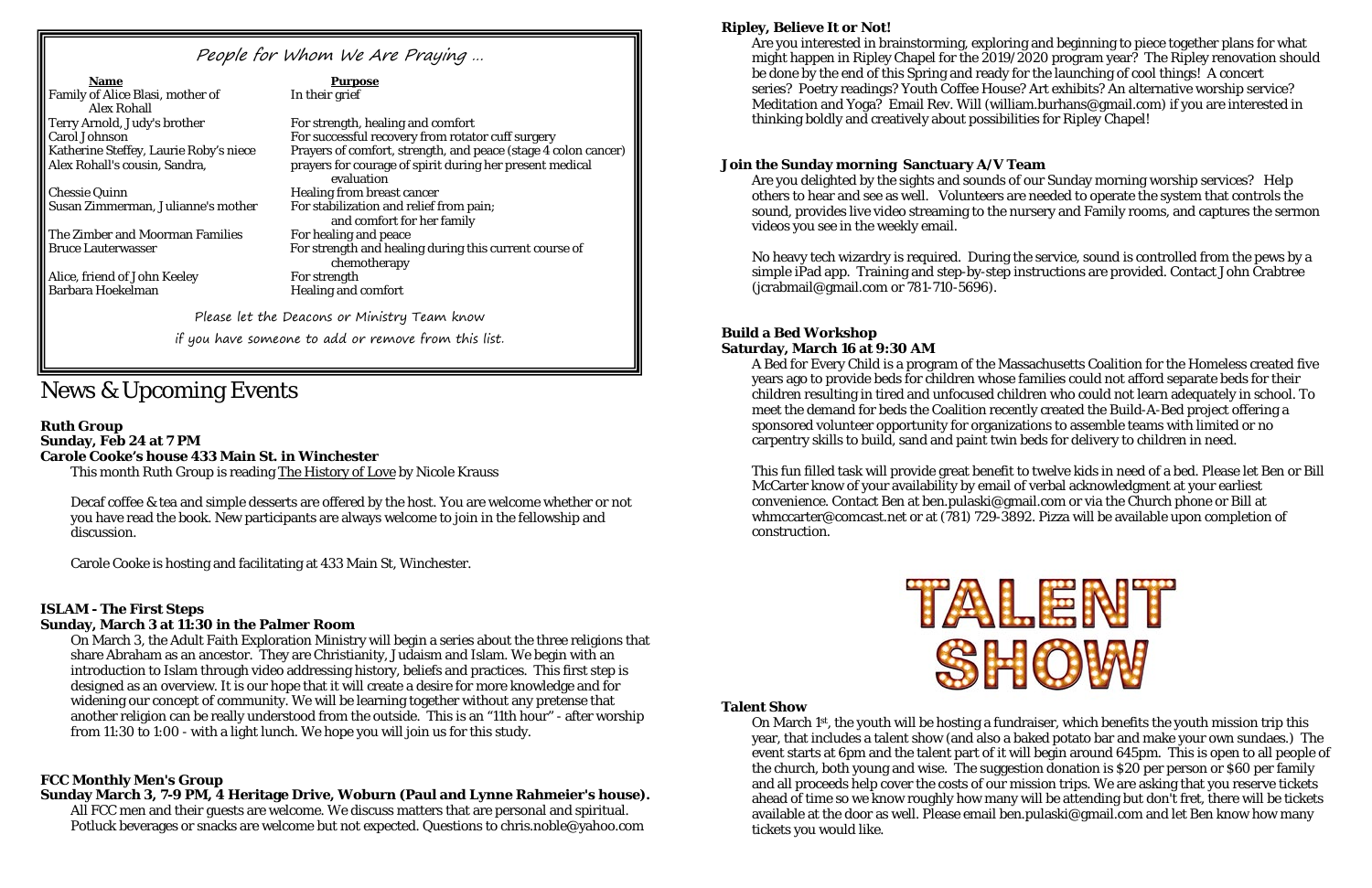## People for Whom We Are Praying …

| Name | Purpose |
|---|---|
| Family of Alice Blasi, mother of Alex Rohall | In their grief |
| Terry Arnold, Judy's brother | For strength, healing and comfort |
| Carol Johnson | For successful recovery from rotator cuff surgery |
| Katherine Steffey, Laurie Roby's niece | Prayers of comfort, strength, and peace (stage 4 colon cancer) |
| Alex Rohall's cousin, Sandra, | prayers for courage of spirit during her present medical evaluation |
| Chessie Quinn | Healing from breast cancer |
| Susan Zimmerman, Julianne's mother | For stabilization and relief from pain; and comfort for her family |
| The Zimber and Moorman Families | For healing and peace |
| Bruce Lauterwasser | For strength and healing during this current course of chemotherapy |
| Alice, friend of John Keeley | For strength |
| Barbara Hoekelman | Healing and comfort |

Please let the Deacons or Ministry Team know if you have someone to add or remove from this list.

# News & Upcoming Events

**Ruth Group**
**Sunday, Feb 24 at 7 PM**
**Carole Cooke's house 433 Main St. in Winchester**

This month Ruth Group is reading The History of Love by Nicole Krauss

Decaf coffee & tea and simple desserts are offered by the host. You are welcome whether or not you have read the book. New participants are always welcome to join in the fellowship and discussion.

Carole Cooke is hosting and facilitating at 433 Main St, Winchester.

**ISLAM - The First Steps**
**Sunday, March 3 at 11:30 in the Palmer Room**

On March 3, the Adult Faith Exploration Ministry will begin a series about the three religions that share Abraham as an ancestor. They are Christianity, Judaism and Islam. We begin with an introduction to Islam through video addressing history, beliefs and practices. This first step is designed as an overview. It is our hope that it will create a desire for more knowledge and for widening our concept of community. We will be learning together without any pretense that another religion can be really understood from the outside. This is an "11th hour" - after worship from 11:30 to 1:00 - with a light lunch. We hope you will join us for this study.

**FCC Monthly Men's Group**
**Sunday March 3, 7-9 PM, 4 Heritage Drive, Woburn (Paul and Lynne Rahmeier's house).**

All FCC men and their guests are welcome. We discuss matters that are personal and spiritual. Potluck beverages or snacks are welcome but not expected. Questions to chris.noble@yahoo.com

**Ripley, Believe It or Not!**

Are you interested in brainstorming, exploring and beginning to piece together plans for what might happen in Ripley Chapel for the 2019/2020 program year? The Ripley renovation should be done by the end of this Spring and ready for the launching of cool things! A concert series? Poetry readings? Youth Coffee House? Art exhibits? An alternative worship service? Meditation and Yoga? Email Rev. Will (william.burhans@gmail.com) if you are interested in thinking boldly and creatively about possibilities for Ripley Chapel!

**Join the Sunday morning Sanctuary A/V Team**

Are you delighted by the sights and sounds of our Sunday morning worship services? Help others to hear and see as well. Volunteers are needed to operate the system that controls the sound, provides live video streaming to the nursery and Family rooms, and captures the sermon videos you see in the weekly email.

No heavy tech wizardry is required. During the service, sound is controlled from the pews by a simple iPad app. Training and step-by-step instructions are provided. Contact John Crabtree (jcrabmail@gmail.com or 781-710-5696).

**Build a Bed Workshop**
**Saturday, March 16 at 9:30 AM**

A Bed for Every Child is a program of the Massachusetts Coalition for the Homeless created five years ago to provide beds for children whose families could not afford separate beds for their children resulting in tired and unfocused children who could not learn adequately in school. To meet the demand for beds the Coalition recently created the Build-A-Bed project offering a sponsored volunteer opportunity for organizations to assemble teams with limited or no carpentry skills to build, sand and paint twin beds for delivery to children in need.

This fun filled task will provide great benefit to twelve kids in need of a bed. Please let Ben or Bill McCarter know of your availability by email of verbal acknowledgment at your earliest convenience. Contact Ben at ben.pulaski@gmail.com or via the Church phone or Bill at whmccarter@comcast.net or at (781) 729-3892. Pizza will be available upon completion of construction.

TALENT SHOW

**Talent Show**

On March 1st, the youth will be hosting a fundraiser, which benefits the youth mission trip this year, that includes a talent show (and also a baked potato bar and make your own sundaes.) The event starts at 6pm and the talent part of it will begin around 645pm. This is open to all people of the church, both young and wise. The suggestion donation is $20 per person or $60 per family and all proceeds help cover the costs of our mission trips. We are asking that you reserve tickets ahead of time so we know roughly how many will be attending but don't fret, there will be tickets available at the door as well. Please email ben.pulaski@gmail.com and let Ben know how many tickets you would like.